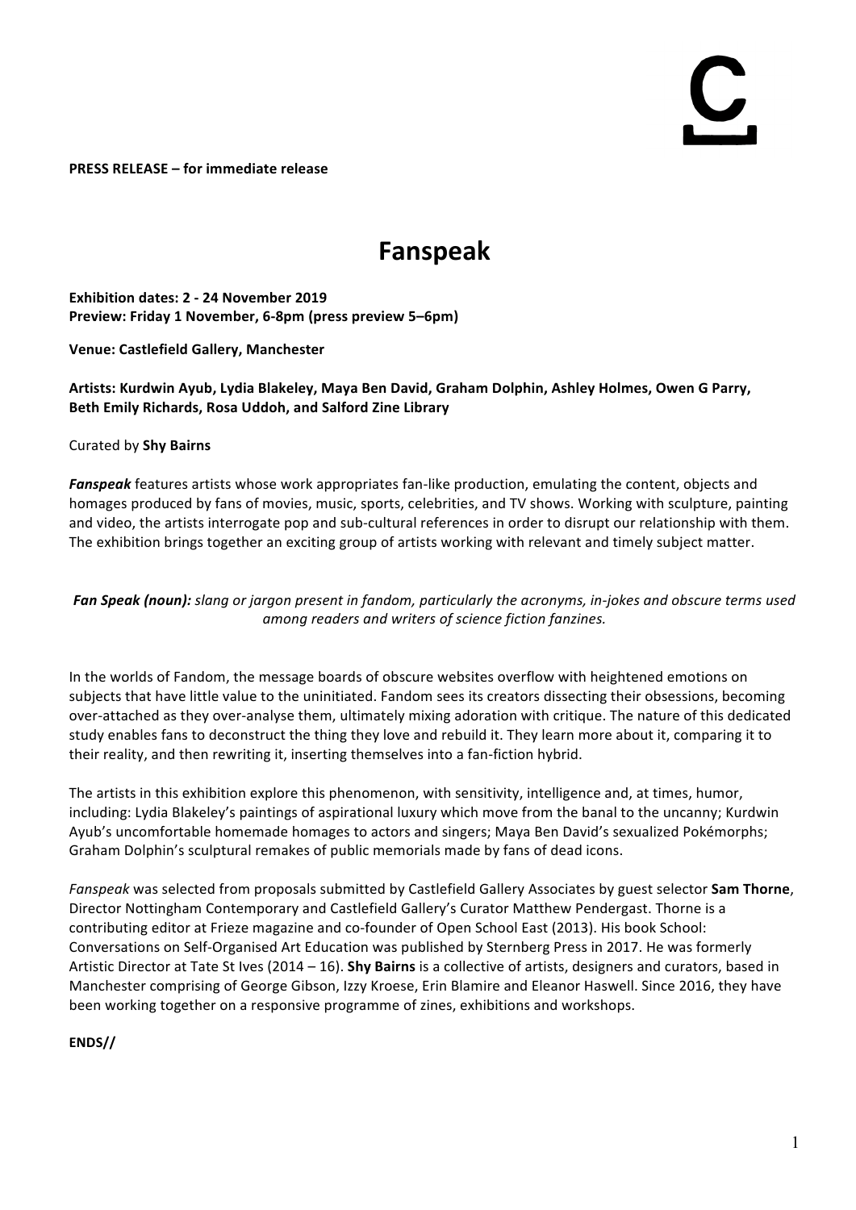**PRESS RELEASE – for immediate release**

# Fanspeak

**Exhibition dates: 2 - 24 November 2019**
**Preview: Friday 1 November, 6-8pm (press preview 5–6pm)**

**Venue: Castlefield Gallery, Manchester**

**Artists: Kurdwin Ayub, Lydia Blakeley, Maya Ben David, Graham Dolphin, Ashley Holmes, Owen G Parry, Beth Emily Richards, Rosa Uddoh, and Salford Zine Library**

Curated by **Shy Bairns**

***Fanspeak*** features artists whose work appropriates fan-like production, emulating the content, objects and homages produced by fans of movies, music, sports, celebrities, and TV shows. Working with sculpture, painting and video, the artists interrogate pop and sub-cultural references in order to disrupt our relationship with them. The exhibition brings together an exciting group of artists working with relevant and timely subject matter.

***Fan Speak (noun):*** *slang or jargon present in fandom, particularly the acronyms, in-jokes and obscure terms used among readers and writers of science fiction fanzines.*

In the worlds of Fandom, the message boards of obscure websites overflow with heightened emotions on subjects that have little value to the uninitiated. Fandom sees its creators dissecting their obsessions, becoming over-attached as they over-analyse them, ultimately mixing adoration with critique. The nature of this dedicated study enables fans to deconstruct the thing they love and rebuild it. They learn more about it, comparing it to their reality, and then rewriting it, inserting themselves into a fan-fiction hybrid.

The artists in this exhibition explore this phenomenon, with sensitivity, intelligence and, at times, humor, including: Lydia Blakeley's paintings of aspirational luxury which move from the banal to the uncanny; Kurdwin Ayub's uncomfortable homemade homages to actors and singers; Maya Ben David's sexualized Pokémorphs; Graham Dolphin's sculptural remakes of public memorials made by fans of dead icons.

*Fanspeak* was selected from proposals submitted by Castlefield Gallery Associates by guest selector **Sam Thorne**, Director Nottingham Contemporary and Castlefield Gallery's Curator Matthew Pendergast. Thorne is a contributing editor at Frieze magazine and co-founder of Open School East (2013). His book School: Conversations on Self-Organised Art Education was published by Sternberg Press in 2017. He was formerly Artistic Director at Tate St Ives (2014 – 16). **Shy Bairns** is a collective of artists, designers and curators, based in Manchester comprising of George Gibson, Izzy Kroese, Erin Blamire and Eleanor Haswell. Since 2016, they have been working together on a responsive programme of zines, exhibitions and workshops.

**ENDS//**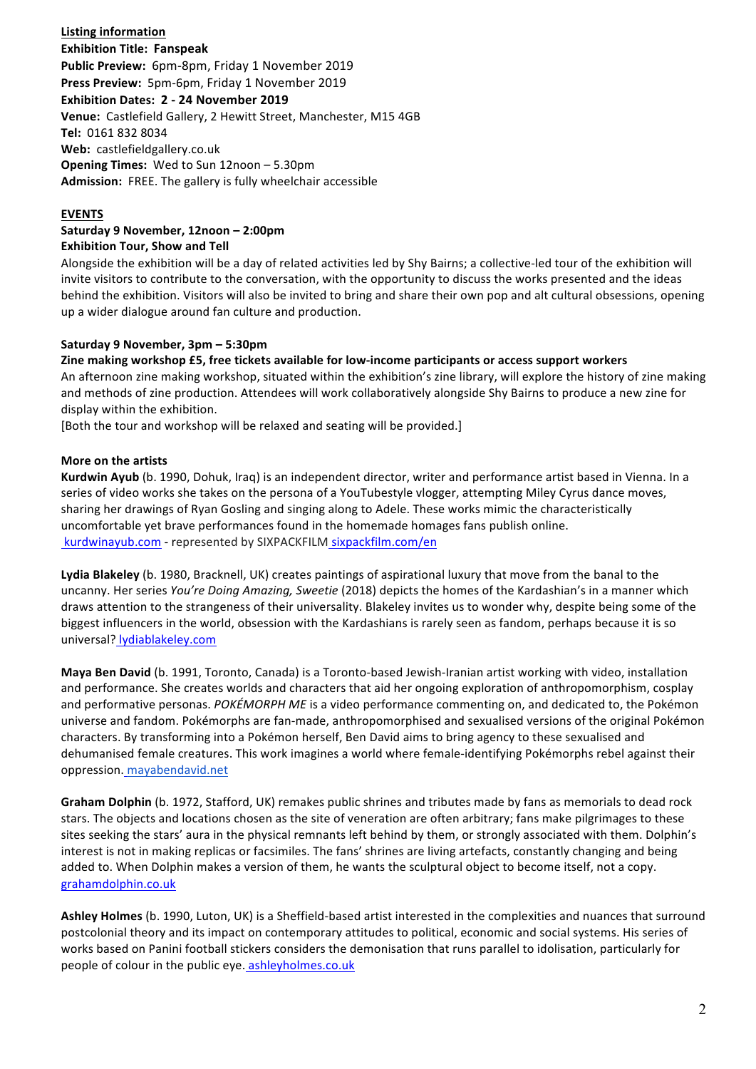**Listing information**

**Exhibition Title: Fanspeak**

**Public Preview:** 6pm-8pm, Friday 1 November 2019

**Press Preview:** 5pm-6pm, Friday 1 November 2019

**Exhibition Dates: 2 - 24 November 2019**

**Venue:** Castlefield Gallery, 2 Hewitt Street, Manchester, M15 4GB

**Tel:** 0161 832 8034

**Web:** castlefieldgallery.co.uk

**Opening Times:** Wed to Sun 12noon – 5.30pm

**Admission:** FREE. The gallery is fully wheelchair accessible

**EVENTS**

**Saturday 9 November, 12noon – 2:00pm**

**Exhibition Tour, Show and Tell**

Alongside the exhibition will be a day of related activities led by Shy Bairns; a collective-led tour of the exhibition will invite visitors to contribute to the conversation, with the opportunity to discuss the works presented and the ideas behind the exhibition. Visitors will also be invited to bring and share their own pop and alt cultural obsessions, opening up a wider dialogue around fan culture and production.

**Saturday 9 November, 3pm – 5:30pm**

**Zine making workshop £5, free tickets available for low-income participants or access support workers**

An afternoon zine making workshop, situated within the exhibition's zine library, will explore the history of zine making and methods of zine production. Attendees will work collaboratively alongside Shy Bairns to produce a new zine for display within the exhibition.

[Both the tour and workshop will be relaxed and seating will be provided.]

**More on the artists**

**Kurdwin Ayub** (b. 1990, Dohuk, Iraq) is an independent director, writer and performance artist based in Vienna. In a series of video works she takes on the persona of a YouTubestyle vlogger, attempting Miley Cyrus dance moves, sharing her drawings of Ryan Gosling and singing along to Adele. These works mimic the characteristically uncomfortable yet brave performances found in the homemade homages fans publish online. kurdwinayub.com - represented by SIXPACKFILM sixpackfilm.com/en

**Lydia Blakeley** (b. 1980, Bracknell, UK) creates paintings of aspirational luxury that move from the banal to the uncanny. Her series *You're Doing Amazing, Sweetie* (2018) depicts the homes of the Kardashian's in a manner which draws attention to the strangeness of their universality. Blakeley invites us to wonder why, despite being some of the biggest influencers in the world, obsession with the Kardashians is rarely seen as fandom, perhaps because it is so universal? lydiablakeley.com

**Maya Ben David** (b. 1991, Toronto, Canada) is a Toronto-based Jewish-Iranian artist working with video, installation and performance. She creates worlds and characters that aid her ongoing exploration of anthropomorphism, cosplay and performative personas. *POKÉMORPH ME* is a video performance commenting on, and dedicated to, the Pokémon universe and fandom. Pokémorphs are fan-made, anthropomorphised and sexualised versions of the original Pokémon characters. By transforming into a Pokémon herself, Ben David aims to bring agency to these sexualised and dehumanised female creatures. This work imagines a world where female-identifying Pokémorphs rebel against their oppression. mayabendavid.net

**Graham Dolphin** (b. 1972, Stafford, UK) remakes public shrines and tributes made by fans as memorials to dead rock stars. The objects and locations chosen as the site of veneration are often arbitrary; fans make pilgrimages to these sites seeking the stars' aura in the physical remnants left behind by them, or strongly associated with them. Dolphin's interest is not in making replicas or facsimiles. The fans' shrines are living artefacts, constantly changing and being added to. When Dolphin makes a version of them, he wants the sculptural object to become itself, not a copy. grahamdolphin.co.uk

**Ashley Holmes** (b. 1990, Luton, UK) is a Sheffield-based artist interested in the complexities and nuances that surround postcolonial theory and its impact on contemporary attitudes to political, economic and social systems. His series of works based on Panini football stickers considers the demonisation that runs parallel to idolisation, particularly for people of colour in the public eye. ashleyholmes.co.uk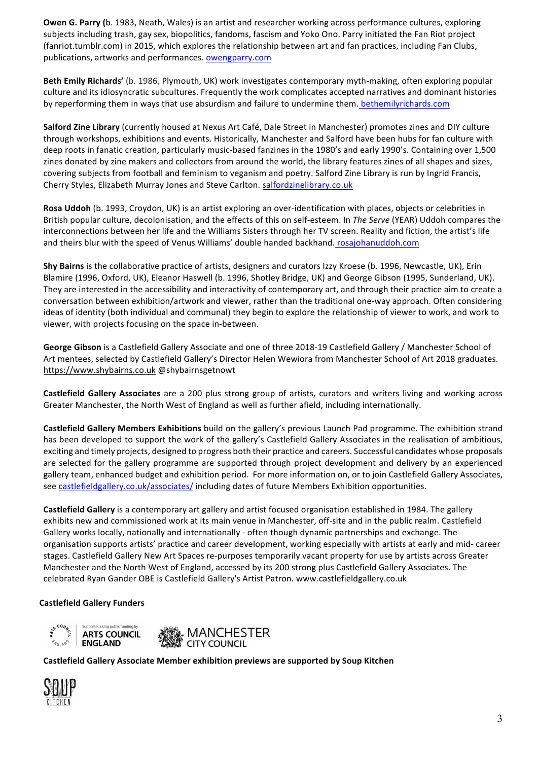**Owen G. Parry (**b. 1983, Neath, Wales) is an artist and researcher working across performance cultures, exploring subjects including trash, gay sex, biopolitics, fandoms, fascism and Yoko Ono. Parry initiated the Fan Riot project (fanriot.tumblr.com) in 2015, which explores the relationship between art and fan practices, including Fan Clubs, publications, artworks and performances. owengparry.com

**Beth Emily Richards'** (b. 1986, Plymouth, UK) work investigates contemporary myth-making, often exploring popular culture and its idiosyncratic subcultures. Frequently the work complicates accepted narratives and dominant histories by reperforming them in ways that use absurdism and failure to undermine them. bethemilyrichards.com

**Salford Zine Library** (currently housed at Nexus Art Café, Dale Street in Manchester) promotes zines and DIY culture through workshops, exhibitions and events. Historically, Manchester and Salford have been hubs for fan culture with deep roots in fanatic creation, particularly music-based fanzines in the 1980's and early 1990's. Containing over 1,500 zines donated by zine makers and collectors from around the world, the library features zines of all shapes and sizes, covering subjects from football and feminism to veganism and poetry. Salford Zine Library is run by Ingrid Francis, Cherry Styles, Elizabeth Murray Jones and Steve Carlton. salfordzinelibrary.co.uk

**Rosa Uddoh** (b. 1993, Croydon, UK) is an artist exploring an over-identification with places, objects or celebrities in British popular culture, decolonisation, and the effects of this on self-esteem. In *The Serve* (YEAR) Uddoh compares the interconnections between her life and the Williams Sisters through her TV screen. Reality and fiction, the artist's life and theirs blur with the speed of Venus Williams' double handed backhand. rosajohanuddoh.com

**Shy Bairns** is the collaborative practice of artists, designers and curators Izzy Kroese (b. 1996, Newcastle, UK), Erin Blamire (1996, Oxford, UK), Eleanor Haswell (b. 1996, Shotley Bridge, UK) and George Gibson (1995, Sunderland, UK). They are interested in the accessibility and interactivity of contemporary art, and through their practice aim to create a conversation between exhibition/artwork and viewer, rather than the traditional one-way approach. Often considering ideas of identity (both individual and communal) they begin to explore the relationship of viewer to work, and work to viewer, with projects focusing on the space in-between.

**George Gibson** is a Castlefield Gallery Associate and one of three 2018-19 Castlefield Gallery / Manchester School of Art mentees, selected by Castlefield Gallery's Director Helen Wewiora from Manchester School of Art 2018 graduates. https://www.shybairns.co.uk @shybairnsgetnowt

**Castlefield Gallery Associates** are a 200 plus strong group of artists, curators and writers living and working across Greater Manchester, the North West of England as well as further afield, including internationally.

**Castlefield Gallery Members Exhibitions** build on the gallery's previous Launch Pad programme. The exhibition strand has been developed to support the work of the gallery's Castlefield Gallery Associates in the realisation of ambitious, exciting and timely projects, designed to progress both their practice and careers. Successful candidates whose proposals are selected for the gallery programme are supported through project development and delivery by an experienced gallery team, enhanced budget and exhibition period. For more information on, or to join Castlefield Gallery Associates, see castlefieldgallery.co.uk/associates/ including dates of future Members Exhibition opportunities.

**Castlefield Gallery** is a contemporary art gallery and artist focused organisation established in 1984. The gallery exhibits new and commissioned work at its main venue in Manchester, off-site and in the public realm. Castlefield Gallery works locally, nationally and internationally - often though dynamic partnerships and exchange. The organisation supports artists' practice and career development, working especially with artists at early and mid- career stages. Castlefield Gallery New Art Spaces re-purposes temporarily vacant property for use by artists across Greater Manchester and the North West of England, accessed by its 200 strong plus Castlefield Gallery Associates. The celebrated Ryan Gander OBE is Castlefield Gallery's Artist Patron. www.castlefieldgallery.co.uk

**Castlefield Gallery Funders**

Supported using public funding by ARTS COUNCIL ENGLAND

MANCHESTER CITY COUNCIL

**Castlefield Gallery Associate Member exhibition previews are supported by Soup Kitchen**

SOUP KITCHEN